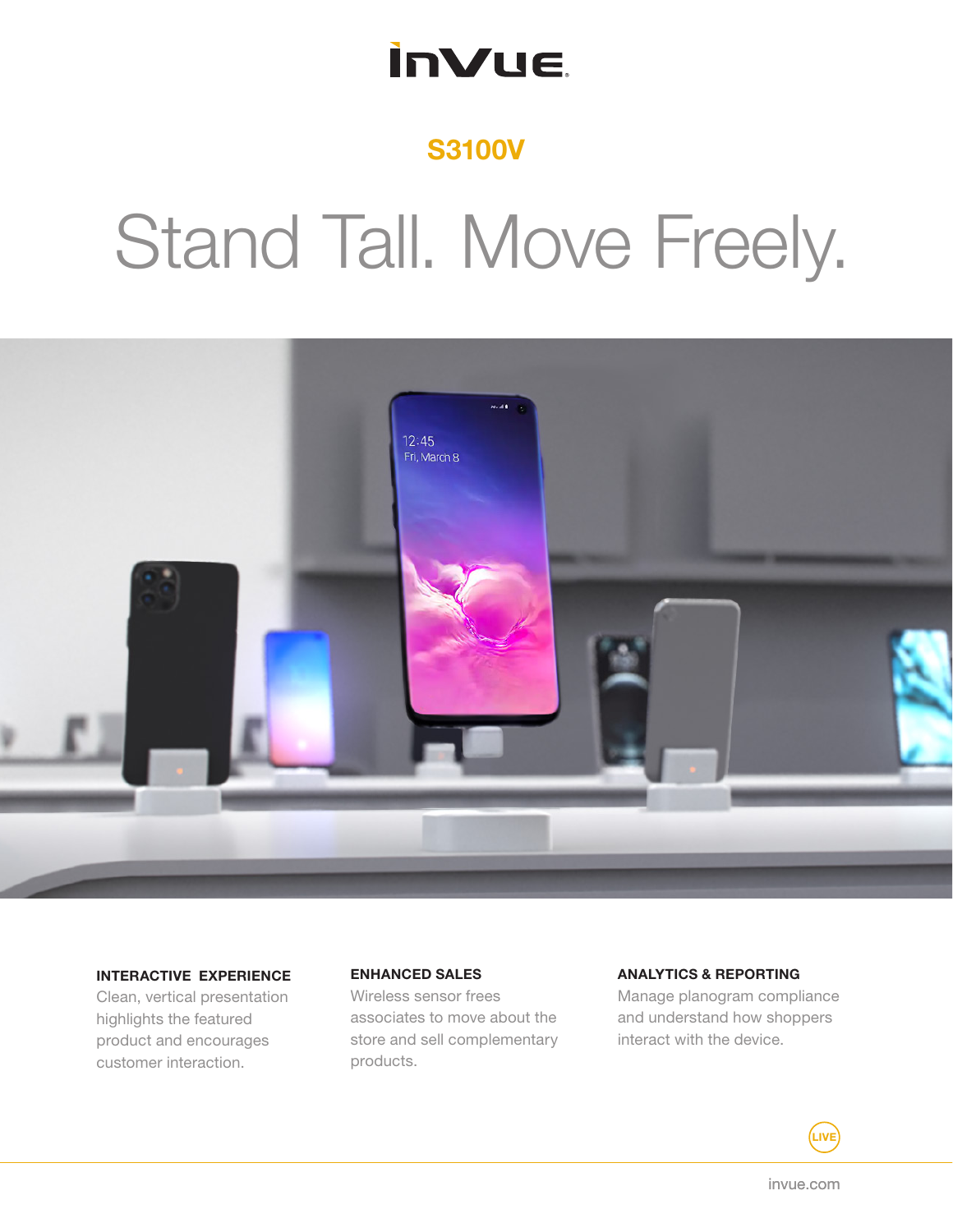InVue

## S3100V

# Stand Tall. Move Freely.

**INTERACTIVE EXPERIENCE**
Clean, vertical presentation highlights the featured product and encourages customer interaction.

**ENHANCED SALES**
Wireless sensor frees associates to move about the store and sell complementary products.

**ANALYTICS & REPORTING**
Manage planogram compliance and understand how shoppers interact with the device.

LIVE

invue.com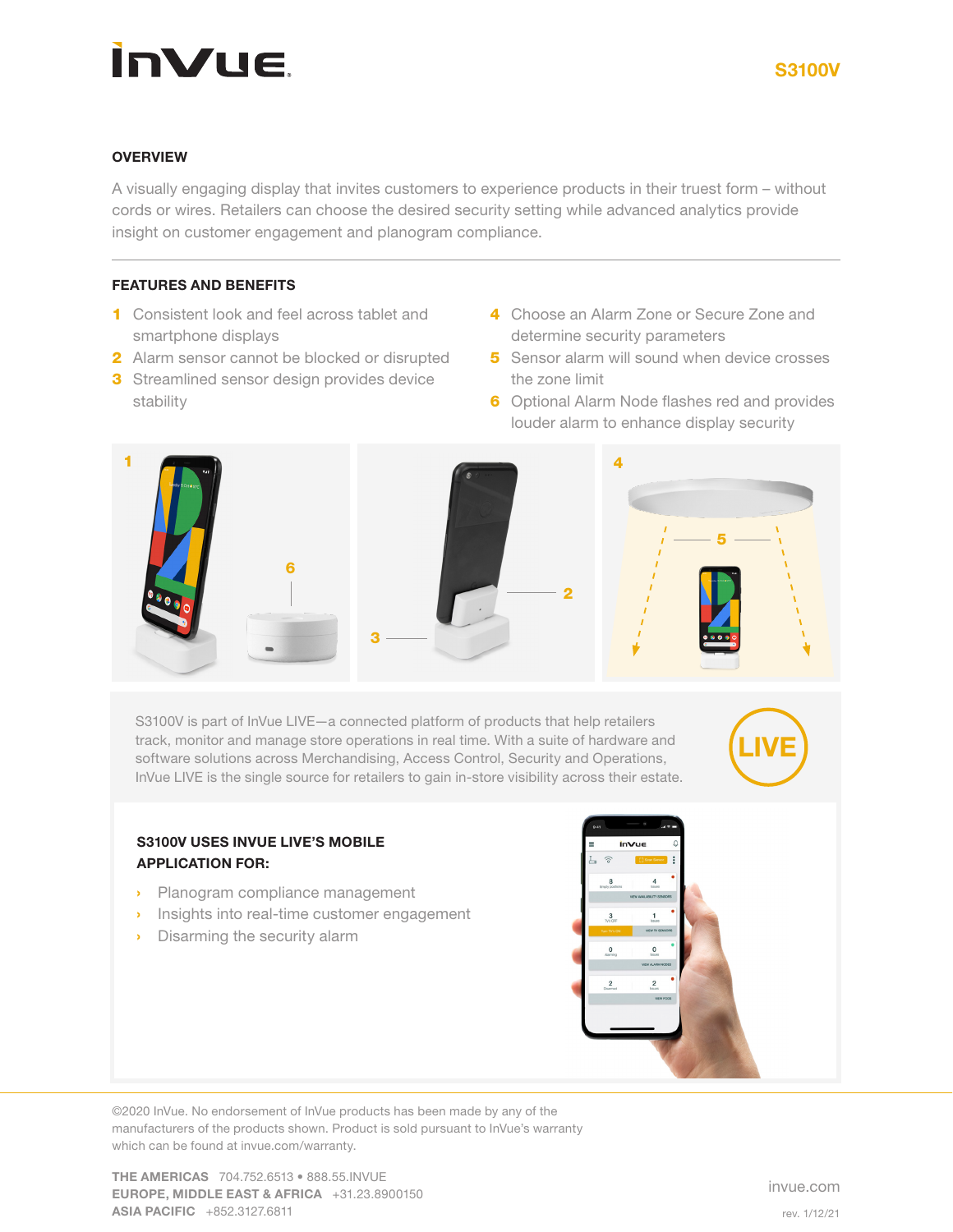InVue

S3100V

## OVERVIEW

A visually engaging display that invites customers to experience products in their truest form – without cords or wires. Retailers can choose the desired security setting while advanced analytics provide insight on customer engagement and planogram compliance.

## FEATURES AND BENEFITS

1. Consistent look and feel across tablet and smartphone displays
2. Alarm sensor cannot be blocked or disrupted
3. Streamlined sensor design provides device stability
4. Choose an Alarm Zone or Secure Zone and determine security parameters
5. Sensor alarm will sound when device crosses the zone limit
6. Optional Alarm Node flashes red and provides louder alarm to enhance display security

S3100V is part of InVue LIVE—a connected platform of products that help retailers track, monitor and manage store operations in real time. With a suite of hardware and software solutions across Merchandising, Access Control, Security and Operations, InVue LIVE is the single source for retailers to gain in-store visibility across their estate.

LIVE

### S3100V USES INVUE LIVE'S MOBILE APPLICATION FOR:

- Planogram compliance management
- Insights into real-time customer engagement
- Disarming the security alarm

©2020 InVue. No endorsement of InVue products has been made by any of the manufacturers of the products shown. Product is sold pursuant to InVue's warranty which can be found at invue.com/warranty.

**THE AMERICAS** 704.752.6513 • 888.55.INVUE
**EUROPE, MIDDLE EAST & AFRICA** +31.23.8900150
**ASIA PACIFIC** +852.3127.6811

invue.com

rev. 1/12/21